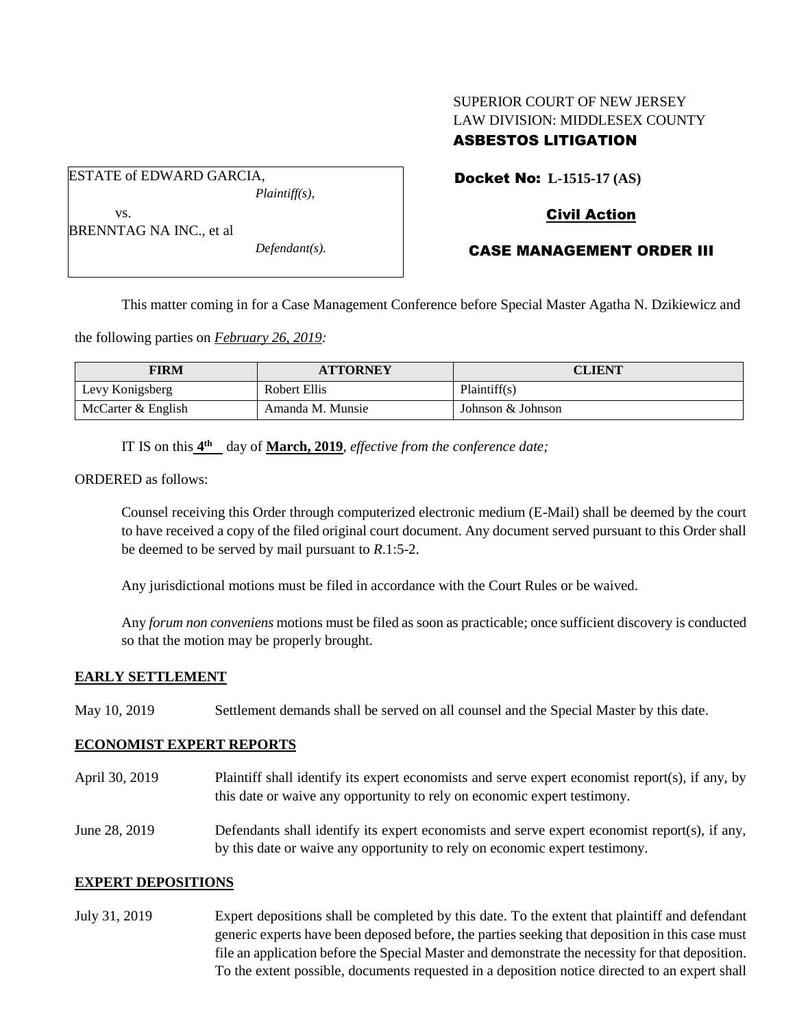SUPERIOR COURT OF NEW JERSEY
LAW DIVISION: MIDDLESEX COUNTY
**ASBESTOS LITIGATION**

ESTATE of EDWARD GARCIA,
*Plaintiff(s),*

vs.

BRENNTAG NA INC., et al
*Defendant(s).*

**Docket No: L-1515-17 (AS)**

**Civil Action**

**CASE MANAGEMENT ORDER III**

This matter coming in for a Case Management Conference before Special Master Agatha N. Dzikiewicz and the following parties on *February 26, 2019:*

| FIRM | ATTORNEY | CLIENT |
|---|---|---|
| Levy Konigsberg | Robert Ellis | Plaintiff(s) |
| McCarter & English | Amanda M. Munsie | Johnson & Johnson |

IT IS on this **4th** day of **March, 2019**, *effective from the conference date;*

ORDERED as follows:

Counsel receiving this Order through computerized electronic medium (E-Mail) shall be deemed by the court to have received a copy of the filed original court document. Any document served pursuant to this Order shall be deemed to be served by mail pursuant to *R*.1:5-2.

Any jurisdictional motions must be filed in accordance with the Court Rules or be waived.

Any *forum non conveniens* motions must be filed as soon as practicable; once sufficient discovery is conducted so that the motion may be properly brought.

**EARLY SETTLEMENT**

May 10, 2019 Settlement demands shall be served on all counsel and the Special Master by this date.

**ECONOMIST EXPERT REPORTS**

April 30, 2019 Plaintiff shall identify its expert economists and serve expert economist report(s), if any, by this date or waive any opportunity to rely on economic expert testimony.

June 28, 2019 Defendants shall identify its expert economists and serve expert economist report(s), if any, by this date or waive any opportunity to rely on economic expert testimony.

**EXPERT DEPOSITIONS**

July 31, 2019 Expert depositions shall be completed by this date. To the extent that plaintiff and defendant generic experts have been deposed before, the parties seeking that deposition in this case must file an application before the Special Master and demonstrate the necessity for that deposition. To the extent possible, documents requested in a deposition notice directed to an expert shall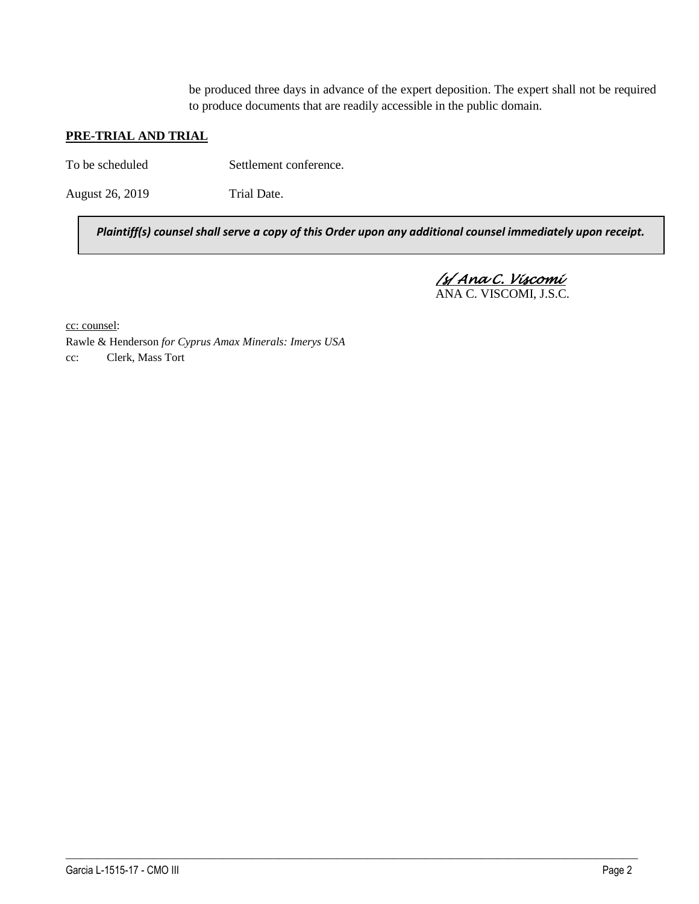be produced three days in advance of the expert deposition. The expert shall not be required to produce documents that are readily accessible in the public domain.

**PRE-TRIAL AND TRIAL**

| | |
|---|---|
| To be scheduled | Settlement conference. |
| August 26, 2019 | Trial Date. |

***Plaintiff(s) counsel shall serve a copy of this Order upon any additional counsel immediately upon receipt.***

/s/ Ana C. Viscomi
ANA C. VISCOMI, J.S.C.

cc: counsel:
Rawle & Henderson *for Cyprus Amax Minerals: Imerys USA*
cc: Clerk, Mass Tort